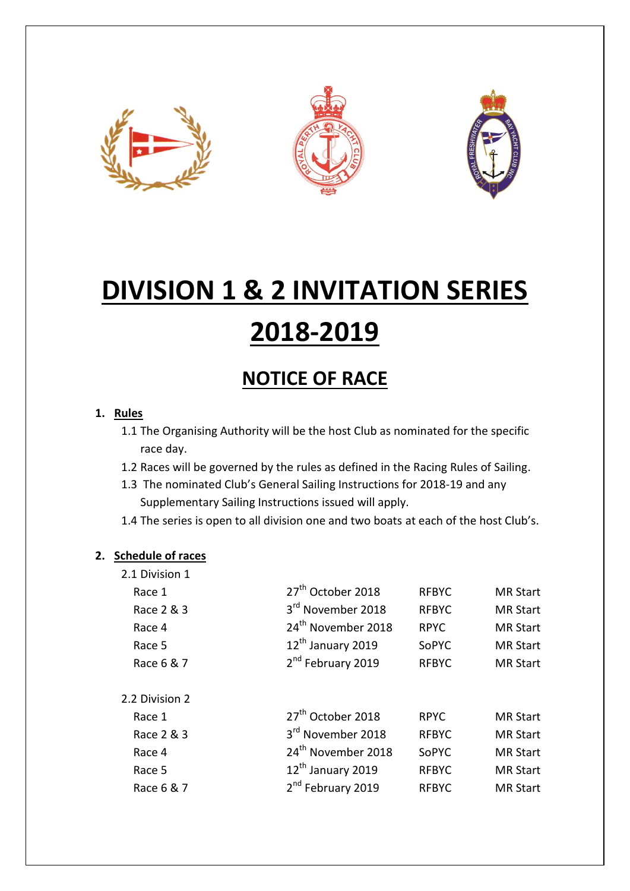# DIVISION 1 & 2 INVITATION SERIES 2018-2019

## NOTICE OF RACE

1. **Rules**
   - 1.1 The Organising Authority will be the host Club as nominated for the specific race day.
   - 1.2 Races will be governed by the rules as defined in the Racing Rules of Sailing.
   - 1.3 The nominated Club's General Sailing Instructions for 2018-19 and any Supplementary Sailing Instructions issued will apply.
   - 1.4 The series is open to all division one and two boats at each of the host Club's.

2. **Schedule of races**

2.1 Division 1

| Race | Date | Club | Start |
|---|---|---|---|
| Race 1 | 27th October 2018 | RFBYC | MR Start |
| Race 2 & 3 | 3rd November 2018 | RFBYC | MR Start |
| Race 4 | 24th November 2018 | RPYC | MR Start |
| Race 5 | 12th January 2019 | SoPYC | MR Start |
| Race 6 & 7 | 2nd February 2019 | RFBYC | MR Start |

2.2 Division 2

| Race | Date | Club | Start |
|---|---|---|---|
| Race 1 | 27th October 2018 | RPYC | MR Start |
| Race 2 & 3 | 3rd November 2018 | RFBYC | MR Start |
| Race 4 | 24th November 2018 | SoPYC | MR Start |
| Race 5 | 12th January 2019 | RFBYC | MR Start |
| Race 6 & 7 | 2nd February 2019 | RFBYC | MR Start |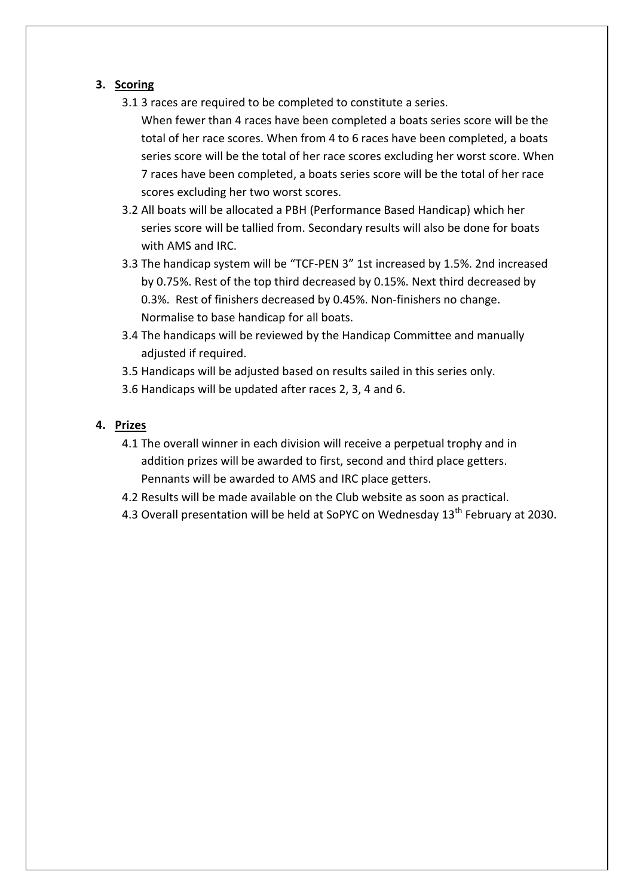## 3. Scoring

3.1 3 races are required to be completed to constitute a series.
When fewer than 4 races have been completed a boats series score will be the total of her race scores. When from 4 to 6 races have been completed, a boats series score will be the total of her race scores excluding her worst score. When 7 races have been completed, a boats series score will be the total of her race scores excluding her two worst scores.

3.2 All boats will be allocated a PBH (Performance Based Handicap) which her series score will be tallied from. Secondary results will also be done for boats with AMS and IRC.

3.3 The handicap system will be "TCF-PEN 3" 1st increased by 1.5%. 2nd increased by 0.75%. Rest of the top third decreased by 0.15%. Next third decreased by 0.3%. Rest of finishers decreased by 0.45%. Non-finishers no change. Normalise to base handicap for all boats.

3.4 The handicaps will be reviewed by the Handicap Committee and manually adjusted if required.

3.5 Handicaps will be adjusted based on results sailed in this series only.

3.6 Handicaps will be updated after races 2, 3, 4 and 6.

## 4. Prizes

4.1 The overall winner in each division will receive a perpetual trophy and in addition prizes will be awarded to first, second and third place getters. Pennants will be awarded to AMS and IRC place getters.

4.2 Results will be made available on the Club website as soon as practical.

4.3 Overall presentation will be held at SoPYC on Wednesday 13th February at 2030.